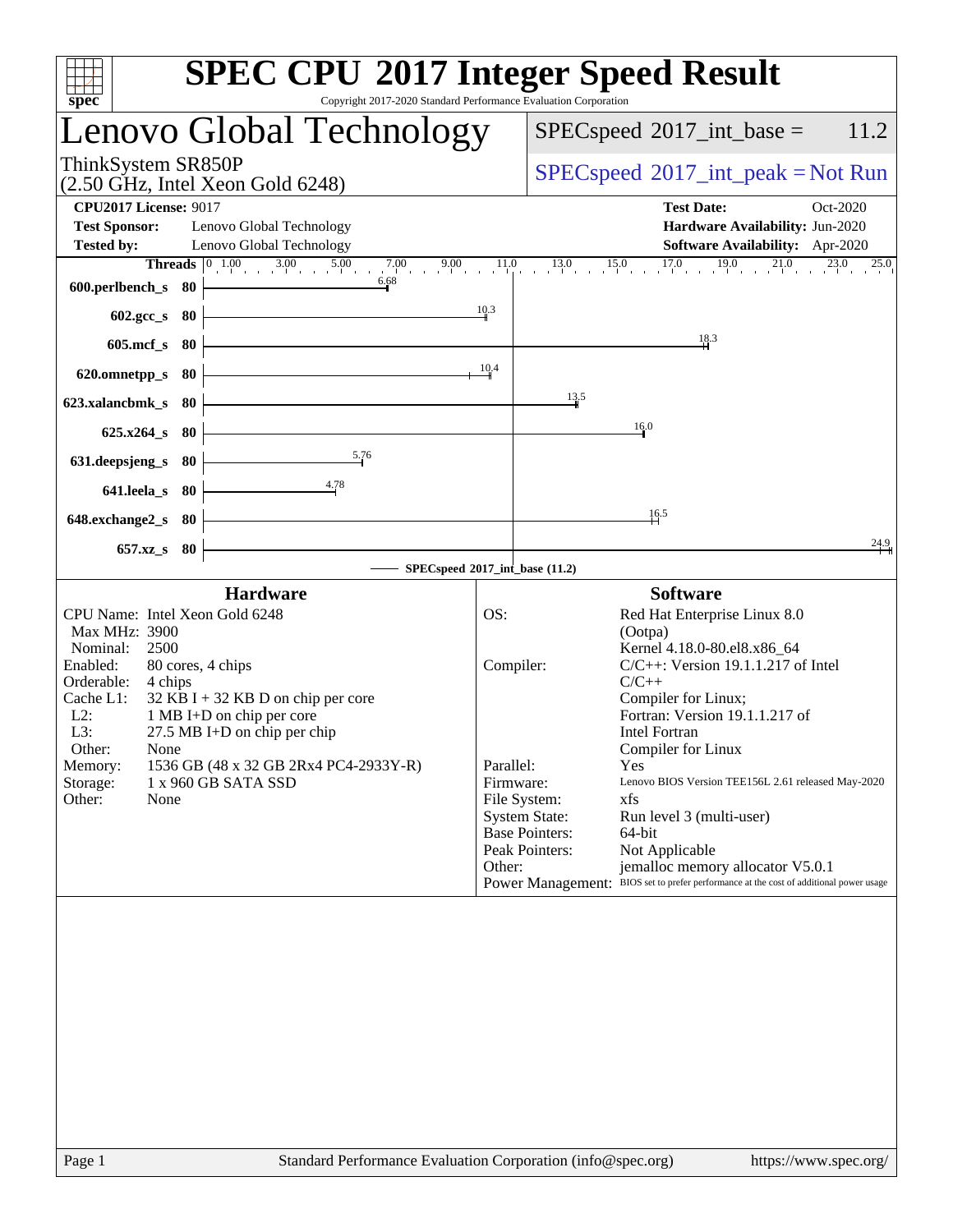# SPEC CPU 2017 Integer Speed Result

Copyright 2017-2020 Standard Performance Evaluation Corporation

## Lenovo Global Technology

ThinkSystem SR850P
(2.50 GHz, Intel Xeon Gold 6248)

SPECspeed 2017_int_base = 11.2

SPECspeed 2017_int_peak = Not Run

**CPU2017 License:** 9017
**Test Sponsor:** Lenovo Global Technology
**Tested by:** Lenovo Global Technology

**Test Date:** Oct-2020
**Hardware Availability:** Jun-2020
**Software Availability:** Apr-2020

| Benchmark | Threads | Base |
|---|---|---|
| 600.perlbench_s | 80 | 6.68 |
| 602.gcc_s | 80 | 10.3 |
| 605.mcf_s | 80 | 18.3 |
| 620.omnetpp_s | 80 | 10.4 |
| 623.xalancbmk_s | 80 | 13.5 |
| 625.x264_s | 80 | 16.0 |
| 631.deepsjeng_s | 80 | 5.76 |
| 641.leela_s | 80 | 4.78 |
| 648.exchange2_s | 80 | 16.5 |
| 657.xz_s | 80 | 24.9 |

SPECspeed 2017_int_base (11.2)

### Hardware

| | |
|---|---|
| CPU Name: | Intel Xeon Gold 6248 |
| Max MHz: | 3900 |
| Nominal: | 2500 |
| Enabled: | 80 cores, 4 chips |
| Orderable: | 4 chips |
| Cache L1: | 32 KB I + 32 KB D on chip per core |
| L2: | 1 MB I+D on chip per core |
| L3: | 27.5 MB I+D on chip per chip |
| Other: | None |
| Memory: | 1536 GB (48 x 32 GB 2Rx4 PC4-2933Y-R) |
| Storage: | 1 x 960 GB SATA SSD |
| Other: | None |

### Software

| | |
|---|---|
| OS: | Red Hat Enterprise Linux 8.0 (Ootpa) Kernel 4.18.0-80.el8.x86_64 |
| Compiler: | C/C++: Version 19.1.1.217 of Intel C/C++ Compiler for Linux; Fortran: Version 19.1.1.217 of Intel Fortran Compiler for Linux |
| Parallel: | Yes |
| Firmware: | Lenovo BIOS Version TEE156L 2.61 released May-2020 |
| File System: | xfs |
| System State: | Run level 3 (multi-user) |
| Base Pointers: | 64-bit |
| Peak Pointers: | Not Applicable |
| Other: | jemalloc memory allocator V5.0.1 |
| Power Management: | BIOS set to prefer performance at the cost of additional power usage |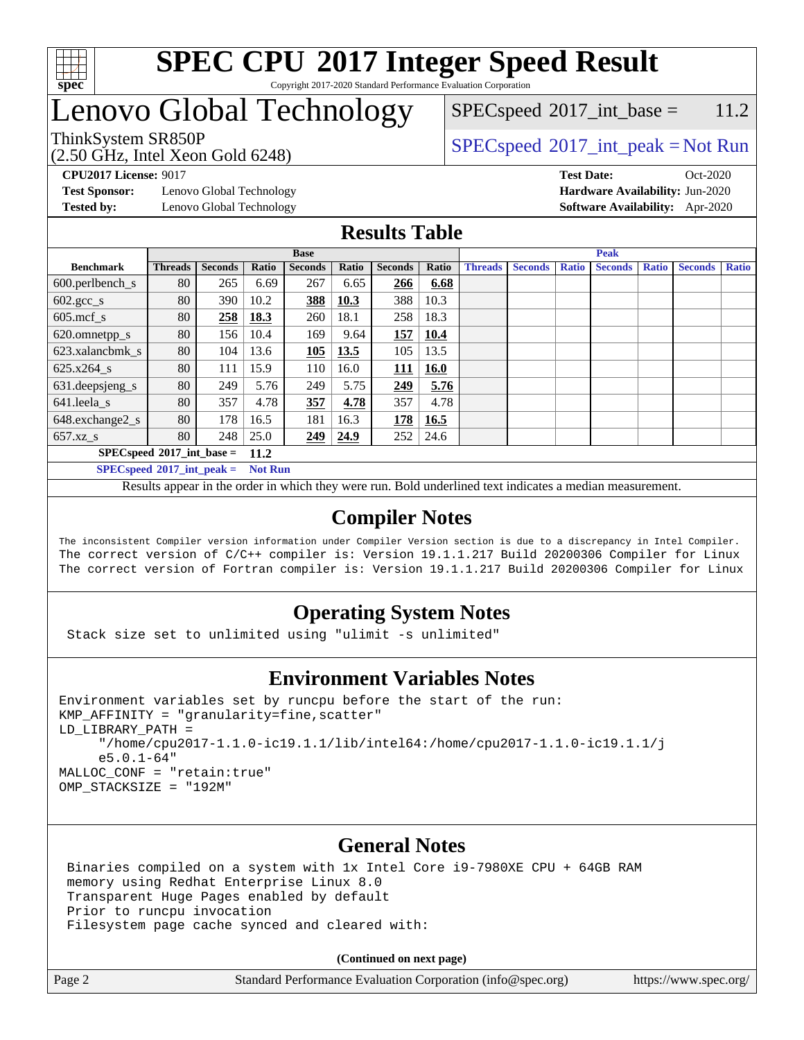# SPEC CPU 2017 Integer Speed Result

Copyright 2017-2020 Standard Performance Evaluation Corporation

# Lenovo Global Technology

ThinkSystem SR850P
(2.50 GHz, Intel Xeon Gold 6248)

SPECspeed 2017_int_base = 11.2

SPECspeed 2017_int_peak = Not Run

**CPU2017 License:** 9017
**Test Sponsor:** Lenovo Global Technology
**Tested by:** Lenovo Global Technology

**Test Date:** Oct-2020
**Hardware Availability:** Jun-2020
**Software Availability:** Apr-2020

## Results Table

| | Base | | | | | | | Peak | | | | | | |
|---|---|---|---|---|---|---|---|---|---|---|---|---|---|---|
| **Benchmark** | **Threads** | **Seconds** | **Ratio** | **Seconds** | **Ratio** | **Seconds** | **Ratio** | **Threads** | **Seconds** | **Ratio** | **Seconds** | **Ratio** | **Seconds** | **Ratio** |
| 600.perlbench_s | 80 | 265 | 6.69 | 267 | 6.65 | **266** | **6.68** | | | | | | | |
| 602.gcc_s | 80 | 390 | 10.2 | **388** | **10.3** | 388 | 10.3 | | | | | | | |
| 605.mcf_s | 80 | **258** | **18.3** | 260 | 18.1 | 258 | 18.3 | | | | | | | |
| 620.omnetpp_s | 80 | 156 | 10.4 | 169 | 9.64 | **157** | **10.4** | | | | | | | |
| 623.xalancbmk_s | 80 | 104 | 13.6 | **105** | **13.5** | 105 | 13.5 | | | | | | | |
| 625.x264_s | 80 | 111 | 15.9 | 110 | 16.0 | **111** | **16.0** | | | | | | | |
| 631.deepsjeng_s | 80 | 249 | 5.76 | 249 | 5.75 | **249** | **5.76** | | | | | | | |
| 641.leela_s | 80 | 357 | 4.78 | **357** | **4.78** | 357 | 4.78 | | | | | | | |
| 648.exchange2_s | 80 | 178 | 16.5 | 181 | 16.3 | **178** | **16.5** | | | | | | | |
| 657.xz_s | 80 | 248 | 25.0 | **249** | **24.9** | 252 | 24.6 | | | | | | | |

**SPECspeed 2017_int_base = 11.2**

**SPECspeed 2017_int_peak = Not Run**

Results appear in the order in which they were run. Bold underlined text indicates a median measurement.

## Compiler Notes

```
The inconsistent Compiler version information under Compiler Version section is due to a discrepancy in Intel Compiler.
The correct version of C/C++ compiler is: Version 19.1.1.217 Build 20200306 Compiler for Linux
The correct version of Fortran compiler is: Version 19.1.1.217 Build 20200306 Compiler for Linux
```

## Operating System Notes

```
Stack size set to unlimited using "ulimit -s unlimited"
```

## Environment Variables Notes

```
Environment variables set by runcpu before the start of the run:
KMP_AFFINITY = "granularity=fine,scatter"
LD_LIBRARY_PATH =
     "/home/cpu2017-1.1.0-ic19.1.1/lib/intel64:/home/cpu2017-1.1.0-ic19.1.1/j
     e5.0.1-64"
MALLOC_CONF = "retain:true"
OMP_STACKSIZE = "192M"
```

## General Notes

```
Binaries compiled on a system with 1x Intel Core i9-7980XE CPU + 64GB RAM
memory using Redhat Enterprise Linux 8.0
Transparent Huge Pages enabled by default
Prior to runcpu invocation
Filesystem page cache synced and cleared with:
```

**(Continued on next page)**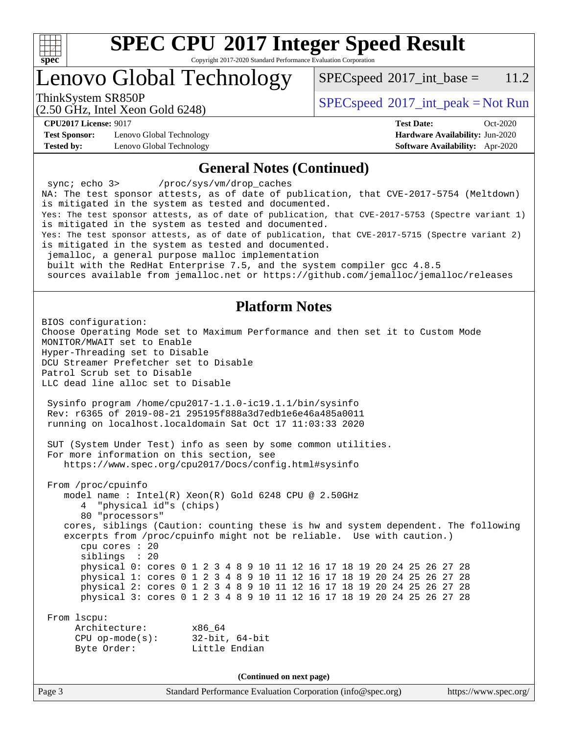## General Notes (Continued)

```
 sync; echo 3>       /proc/sys/vm/drop_caches
NA: The test sponsor attests, as of date of publication, that CVE-2017-5754 (Meltdown)
is mitigated in the system as tested and documented.
Yes: The test sponsor attests, as of date of publication, that CVE-2017-5753 (Spectre variant 1)
is mitigated in the system as tested and documented.
Yes: The test sponsor attests, as of date of publication, that CVE-2017-5715 (Spectre variant 2)
is mitigated in the system as tested and documented.
 jemalloc, a general purpose malloc implementation
 built with the RedHat Enterprise 7.5, and the system compiler gcc 4.8.5
 sources available from jemalloc.net or https://github.com/jemalloc/jemalloc/releases
```

## Platform Notes

```
BIOS configuration:
Choose Operating Mode set to Maximum Performance and then set it to Custom Mode
MONITOR/MWAIT set to Enable
Hyper-Threading set to Disable
DCU Streamer Prefetcher set to Disable
Patrol Scrub set to Disable
LLC dead line alloc set to Disable

 Sysinfo program /home/cpu2017-1.1.0-ic19.1.1/bin/sysinfo
 Rev: r6365 of 2019-08-21 295195f888a3d7edb1e6e46a485a0011
 running on localhost.localdomain Sat Oct 17 11:03:33 2020

 SUT (System Under Test) info as seen by some common utilities.
 For more information on this section, see
    https://www.spec.org/cpu2017/Docs/config.html#sysinfo

 From /proc/cpuinfo
    model name : Intel(R) Xeon(R) Gold 6248 CPU @ 2.50GHz
       4  "physical id"s (chips)
       80 "processors"
    cores, siblings (Caution: counting these is hw and system dependent. The following
    excerpts from /proc/cpuinfo might not be reliable.  Use with caution.)
       cpu cores : 20
       siblings  : 20
       physical 0: cores 0 1 2 3 4 8 9 10 11 12 16 17 18 19 20 24 25 26 27 28
       physical 1: cores 0 1 2 3 4 8 9 10 11 12 16 17 18 19 20 24 25 26 27 28
       physical 2: cores 0 1 2 3 4 8 9 10 11 12 16 17 18 19 20 24 25 26 27 28
       physical 3: cores 0 1 2 3 4 8 9 10 11 12 16 17 18 19 20 24 25 26 27 28

 From lscpu:
      Architecture:        x86_64
      CPU op-mode(s):      32-bit, 64-bit
      Byte Order:          Little Endian
```

**(Continued on next page)**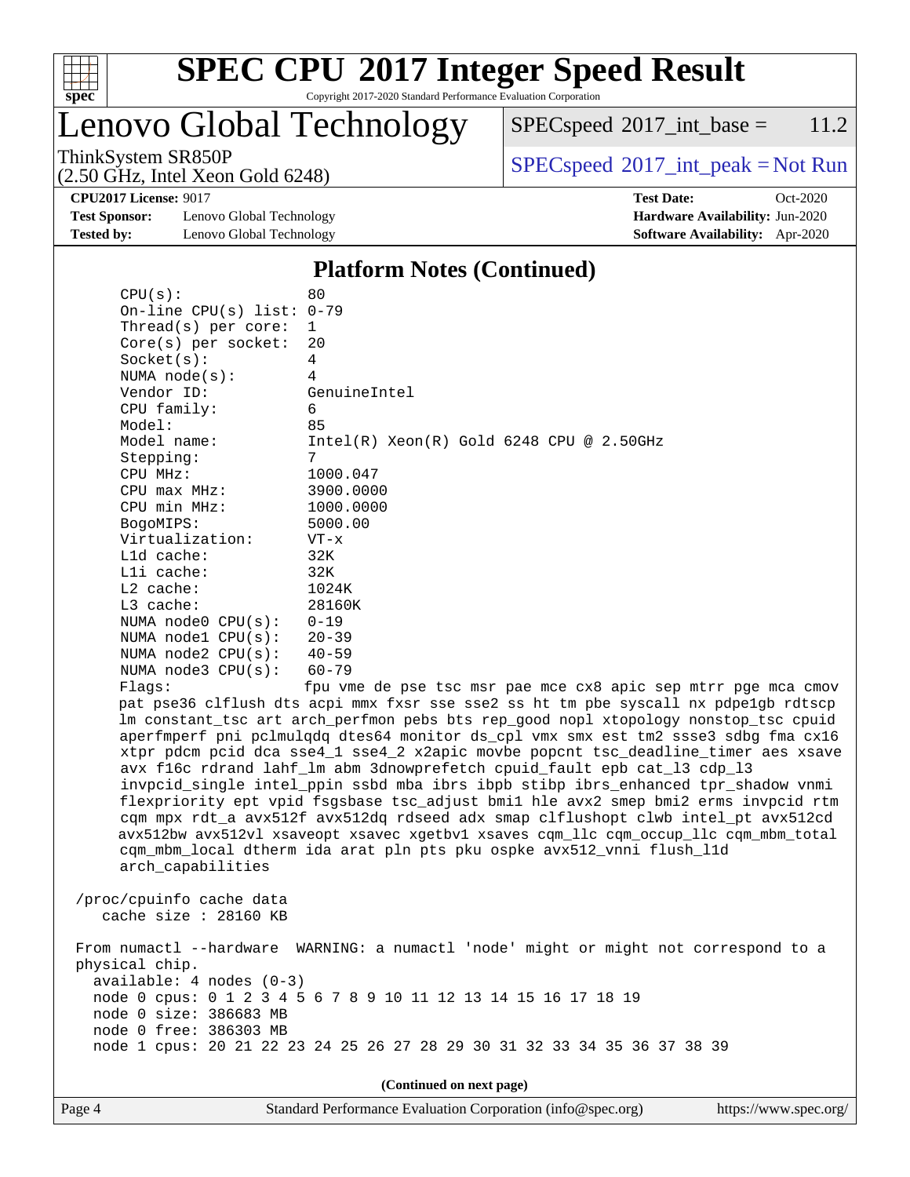## Platform Notes (Continued)

```
CPU(s):                80
On-line CPU(s) list:   0-79
Thread(s) per core:    1
Core(s) per socket:    20
Socket(s):             4
NUMA node(s):          4
Vendor ID:             GenuineIntel
CPU family:            6
Model:                 85
Model name:            Intel(R) Xeon(R) Gold 6248 CPU @ 2.50GHz
Stepping:              7
CPU MHz:               1000.047
CPU max MHz:           3900.0000
CPU min MHz:           1000.0000
BogoMIPS:              5000.00
Virtualization:        VT-x
L1d cache:             32K
L1i cache:             32K
L2 cache:              1024K
L3 cache:              28160K
NUMA node0 CPU(s):     0-19
NUMA node1 CPU(s):     20-39
NUMA node2 CPU(s):     40-59
NUMA node3 CPU(s):     60-79
Flags:                 fpu vme de pse tsc msr pae mce cx8 apic sep mtrr pge mca cmov
pat pse36 clflush dts acpi mmx fxsr sse sse2 ss ht tm pbe syscall nx pdpe1gb rdtscp
lm constant_tsc art arch_perfmon pebs bts rep_good nopl xtopology nonstop_tsc cpuid
aperfmperf pni pclmulqdq dtes64 monitor ds_cpl vmx smx est tm2 ssse3 sdbg fma cx16
xtpr pdcm pcid dca sse4_1 sse4_2 x2apic movbe popcnt tsc_deadline_timer aes xsave
avx f16c rdrand lahf_lm abm 3dnowprefetch cpuid_fault epb cat_l3 cdp_l3
invpcid_single intel_ppin ssbd mba ibrs ibpb stibp ibrs_enhanced tpr_shadow vnmi
flexpriority ept vpid fsgsbase tsc_adjust bmi1 hle avx2 smep bmi2 erms invpcid rtm
cqm mpx rdt_a avx512f avx512dq rdseed adx smap clflushopt clwb intel_pt avx512cd
avx512bw avx512vl xsaveopt xsavec xgetbv1 xsaves cqm_llc cqm_occup_llc cqm_mbm_total
cqm_mbm_local dtherm ida arat pln pts pku ospke avx512_vnni flush_l1d
arch_capabilities

/proc/cpuinfo cache data
   cache size : 28160 KB

From numactl --hardware  WARNING: a numactl 'node' might or might not correspond to a
physical chip.
  available: 4 nodes (0-3)
  node 0 cpus: 0 1 2 3 4 5 6 7 8 9 10 11 12 13 14 15 16 17 18 19
  node 0 size: 386683 MB
  node 0 free: 386303 MB
  node 1 cpus: 20 21 22 23 24 25 26 27 28 29 30 31 32 33 34 35 36 37 38 39
```

(Continued on next page)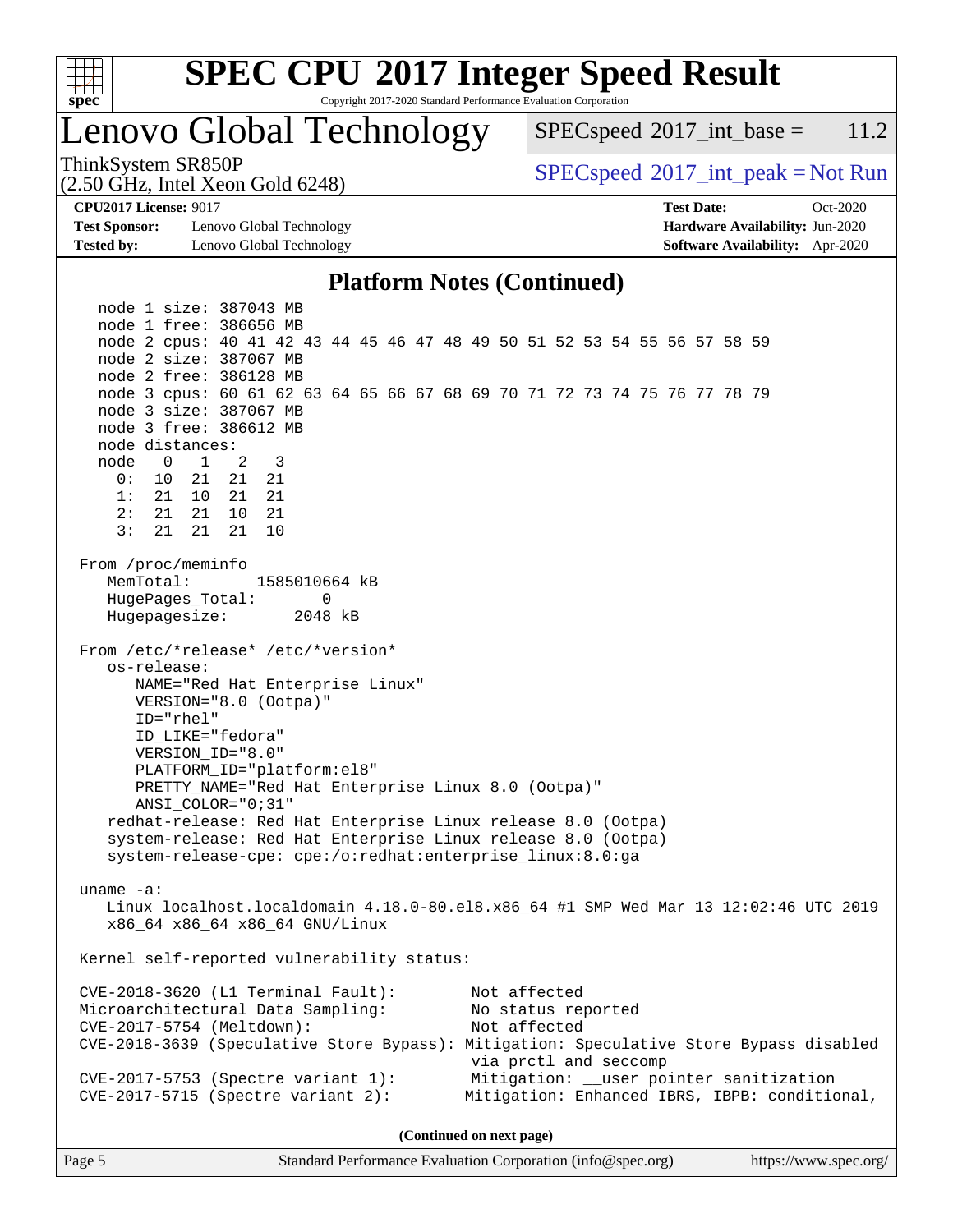## Platform Notes (Continued)

```
   node 1 size: 387043 MB
   node 1 free: 386656 MB
   node 2 cpus: 40 41 42 43 44 45 46 47 48 49 50 51 52 53 54 55 56 57 58 59
   node 2 size: 387067 MB
   node 2 free: 386128 MB
   node 3 cpus: 60 61 62 63 64 65 66 67 68 69 70 71 72 73 74 75 76 77 78 79
   node 3 size: 387067 MB
   node 3 free: 386612 MB
   node distances:
   node   0   1   2   3
     0:  10  21  21  21
     1:  21  10  21  21
     2:  21  21  10  21
     3:  21  21  21  10

 From /proc/meminfo
    MemTotal:       1585010664 kB
    HugePages_Total:       0
    Hugepagesize:       2048 kB

 From /etc/*release* /etc/*version*
    os-release:
       NAME="Red Hat Enterprise Linux"
       VERSION="8.0 (Ootpa)"
       ID="rhel"
       ID_LIKE="fedora"
       VERSION_ID="8.0"
       PLATFORM_ID="platform:el8"
       PRETTY_NAME="Red Hat Enterprise Linux 8.0 (Ootpa)"
       ANSI_COLOR="0;31"
    redhat-release: Red Hat Enterprise Linux release 8.0 (Ootpa)
    system-release: Red Hat Enterprise Linux release 8.0 (Ootpa)
    system-release-cpe: cpe:/o:redhat:enterprise_linux:8.0:ga

 uname -a:
    Linux localhost.localdomain 4.18.0-80.el8.x86_64 #1 SMP Wed Mar 13 12:02:46 UTC 2019
    x86_64 x86_64 x86_64 GNU/Linux

 Kernel self-reported vulnerability status:

 CVE-2018-3620 (L1 Terminal Fault):        Not affected
 Microarchitectural Data Sampling:         No status reported
 CVE-2017-5754 (Meltdown):                 Not affected
 CVE-2018-3639 (Speculative Store Bypass): Mitigation: Speculative Store Bypass disabled
                                           via prctl and seccomp
 CVE-2017-5753 (Spectre variant 1):        Mitigation: __user pointer sanitization
 CVE-2017-5715 (Spectre variant 2):        Mitigation: Enhanced IBRS, IBPB: conditional,
```

(Continued on next page)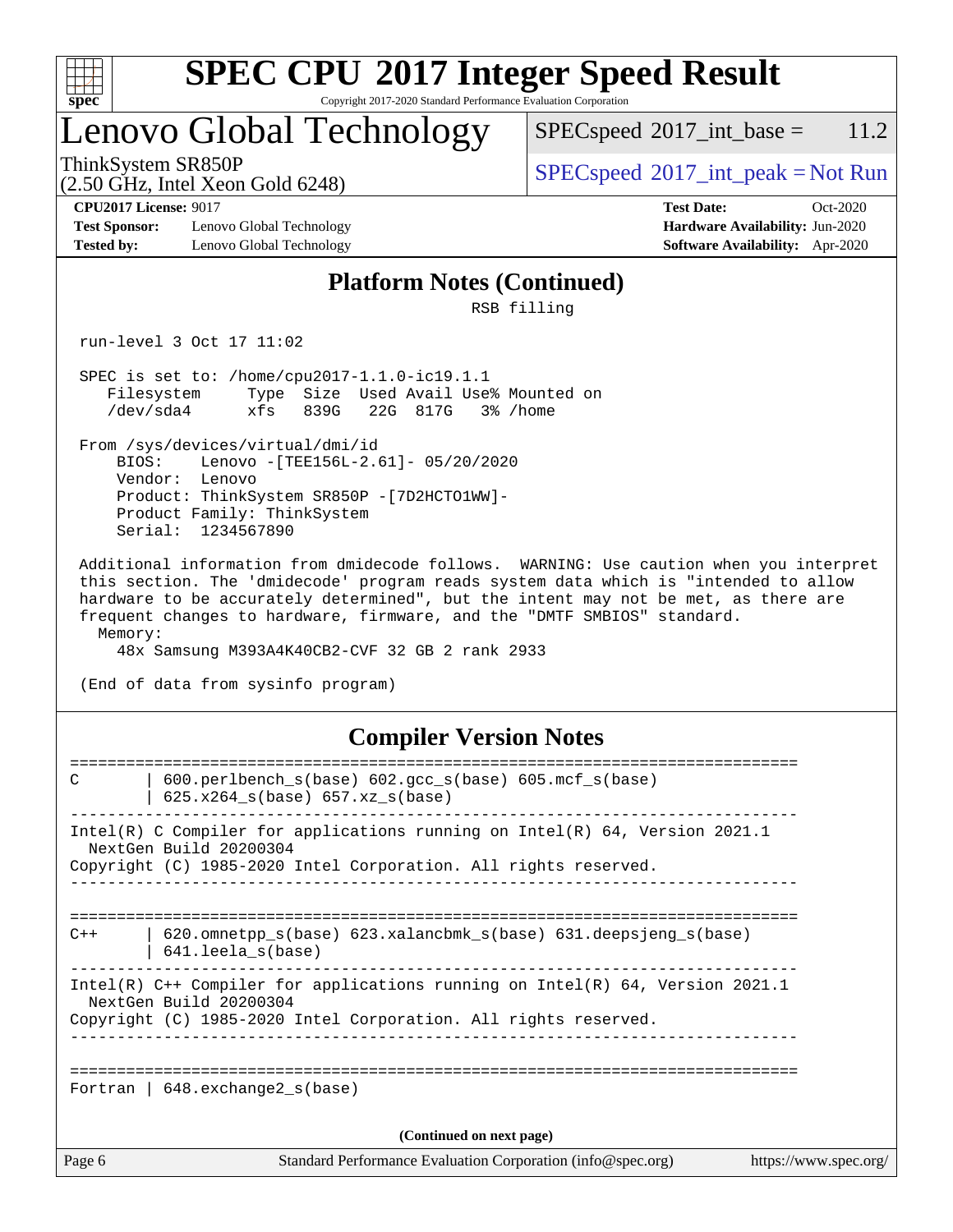# SPEC CPU 2017 Integer Speed Result

Copyright 2017-2020 Standard Performance Evaluation Corporation

## Lenovo Global Technology

ThinkSystem SR850P
(2.50 GHz, Intel Xeon Gold 6248)

SPECspeed 2017_int_base = 11.2

SPECspeed 2017_int_peak = Not Run

**CPU2017 License:** 9017
**Test Sponsor:** Lenovo Global Technology
**Tested by:** Lenovo Global Technology

**Test Date:** Oct-2020
**Hardware Availability:** Jun-2020
**Software Availability:** Apr-2020

### Platform Notes (Continued)

```
                                RSB filling

 run-level 3 Oct 17 11:02

 SPEC is set to: /home/cpu2017-1.1.0-ic19.1.1
    Filesystem     Type  Size  Used Avail Use% Mounted on
    /dev/sda4      xfs   839G   22G  817G   3% /home

 From /sys/devices/virtual/dmi/id
     BIOS:    Lenovo -[TEE156L-2.61]- 05/20/2020
     Vendor:  Lenovo
     Product: ThinkSystem SR850P -[7D2HCTO1WW]-
     Product Family: ThinkSystem
     Serial:  1234567890

 Additional information from dmidecode follows.  WARNING: Use caution when you interpret
 this section. The 'dmidecode' program reads system data which is "intended to allow
 hardware to be accurately determined", but the intent may not be met, as there are
 frequent changes to hardware, firmware, and the "DMTF SMBIOS" standard.
   Memory:
     48x Samsung M393A4K40CB2-CVF 32 GB 2 rank 2933

 (End of data from sysinfo program)
```

### Compiler Version Notes

```
==============================================================================
C       | 600.perlbench_s(base) 602.gcc_s(base) 605.mcf_s(base)
        | 625.x264_s(base) 657.xz_s(base)
------------------------------------------------------------------------------
Intel(R) C Compiler for applications running on Intel(R) 64, Version 2021.1
  NextGen Build 20200304
Copyright (C) 1985-2020 Intel Corporation. All rights reserved.
------------------------------------------------------------------------------

==============================================================================
C++     | 620.omnetpp_s(base) 623.xalancbmk_s(base) 631.deepsjeng_s(base)
        | 641.leela_s(base)
------------------------------------------------------------------------------
Intel(R) C++ Compiler for applications running on Intel(R) 64, Version 2021.1
  NextGen Build 20200304
Copyright (C) 1985-2020 Intel Corporation. All rights reserved.
------------------------------------------------------------------------------

==============================================================================
Fortran | 648.exchange2_s(base)
```

(Continued on next page)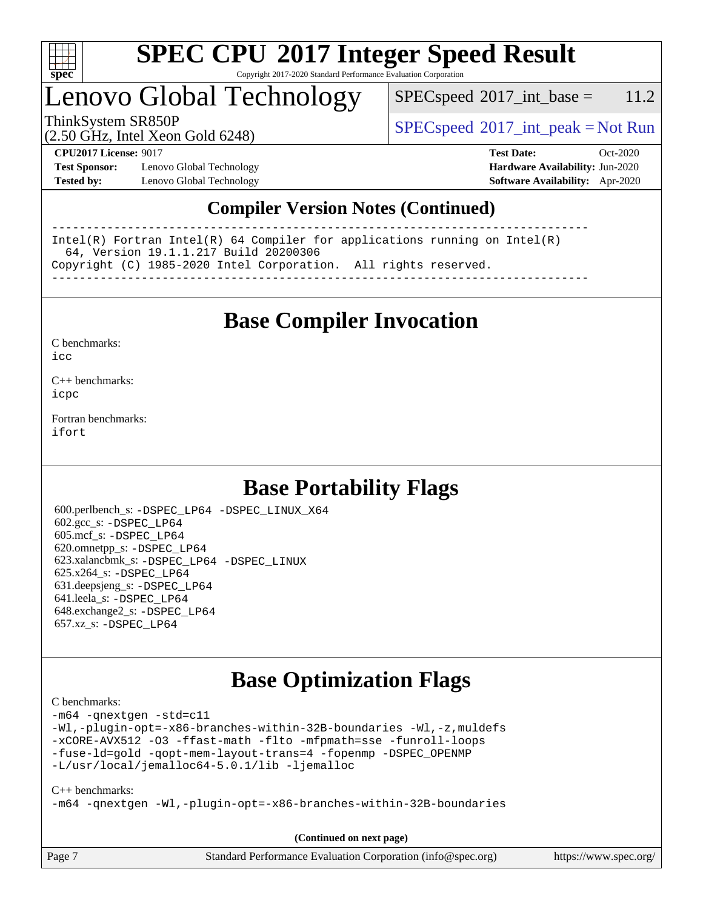## Compiler Version Notes (Continued)

```
------------------------------------------------------------------------------
Intel(R) Fortran Intel(R) 64 Compiler for applications running on Intel(R)
  64, Version 19.1.1.217 Build 20200306
Copyright (C) 1985-2020 Intel Corporation.  All rights reserved.
------------------------------------------------------------------------------
```

## Base Compiler Invocation

C benchmarks:
icc

C++ benchmarks:
icpc

Fortran benchmarks:
ifort

## Base Portability Flags

600.perlbench_s: -DSPEC_LP64 -DSPEC_LINUX_X64
602.gcc_s: -DSPEC_LP64
605.mcf_s: -DSPEC_LP64
620.omnetpp_s: -DSPEC_LP64
623.xalancbmk_s: -DSPEC_LP64 -DSPEC_LINUX
625.x264_s: -DSPEC_LP64
631.deepsjeng_s: -DSPEC_LP64
641.leela_s: -DSPEC_LP64
648.exchange2_s: -DSPEC_LP64
657.xz_s: -DSPEC_LP64

## Base Optimization Flags

C benchmarks:
-m64 -qnextgen -std=c11
-Wl,-plugin-opt=-x86-branches-within-32B-boundaries -Wl,-z,muldefs
-xCORE-AVX512 -O3 -ffast-math -flto -mfpmath=sse -funroll-loops
-fuse-ld=gold -qopt-mem-layout-trans=4 -fopenmp -DSPEC_OPENMP
-L/usr/local/jemalloc64-5.0.1/lib -ljemalloc

C++ benchmarks:
-m64 -qnextgen -Wl,-plugin-opt=-x86-branches-within-32B-boundaries

**(Continued on next page)**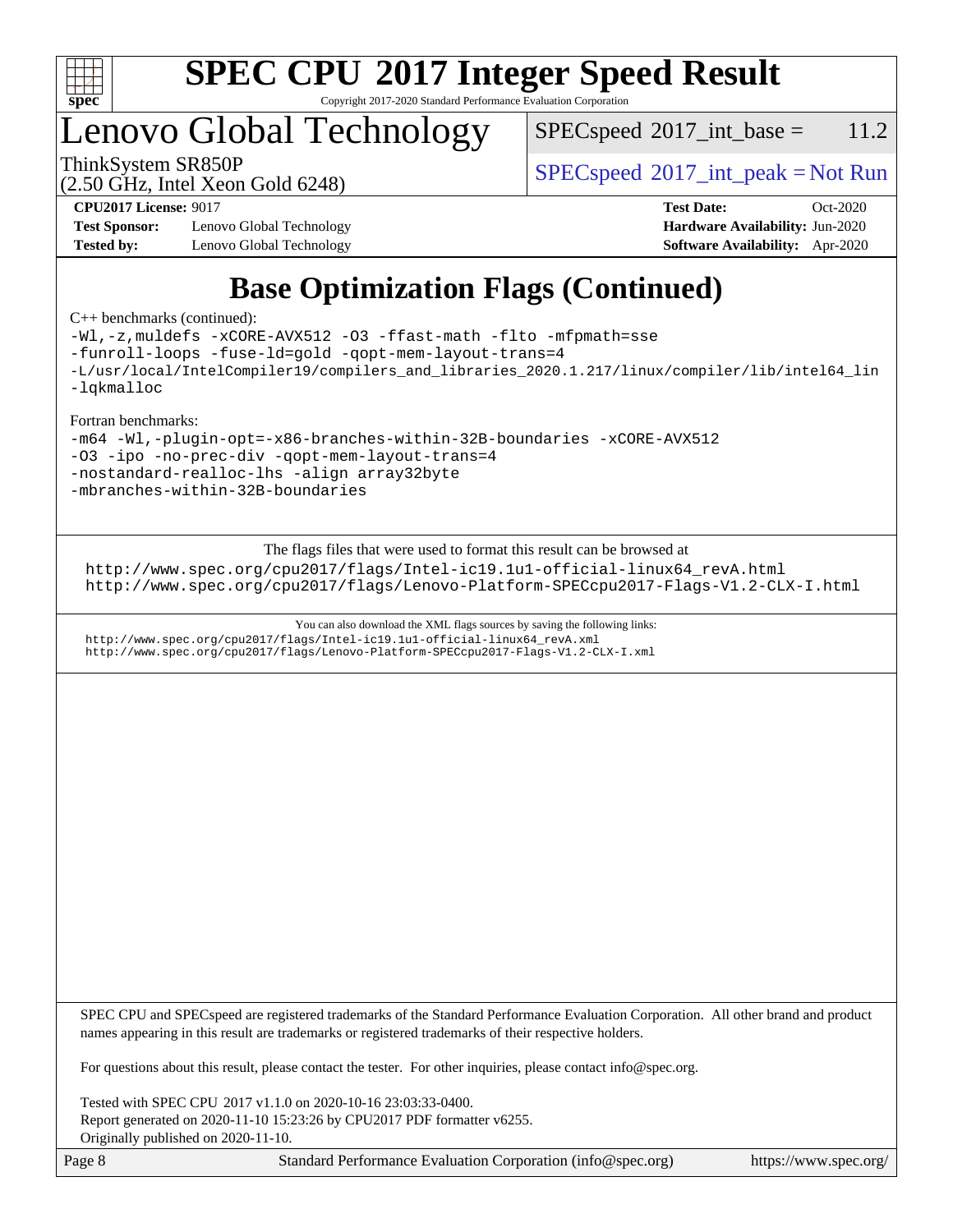# SPEC CPU 2017 Integer Speed Result

Copyright 2017-2020 Standard Performance Evaluation Corporation

# Lenovo Global Technology

ThinkSystem SR850P
(2.50 GHz, Intel Xeon Gold 6248)

SPECspeed 2017_int_base = 11.2

SPECspeed 2017_int_peak = Not Run

**CPU2017 License:** 9017
**Test Sponsor:** Lenovo Global Technology
**Tested by:** Lenovo Global Technology

**Test Date:** Oct-2020
**Hardware Availability:** Jun-2020
**Software Availability:** Apr-2020

## Base Optimization Flags (Continued)

C++ benchmarks (continued):

```
-Wl,-z,muldefs -xCORE-AVX512 -O3 -ffast-math -flto -mfpmath=sse
-funroll-loops -fuse-ld=gold -qopt-mem-layout-trans=4
-L/usr/local/IntelCompiler19/compilers_and_libraries_2020.1.217/linux/compiler/lib/intel64_lin
-lqkmalloc
```

Fortran benchmarks:

```
-m64 -Wl,-plugin-opt=-x86-branches-within-32B-boundaries -xCORE-AVX512
-O3 -ipo -no-prec-div -qopt-mem-layout-trans=4
-nostandard-realloc-lhs -align array32byte
-mbranches-within-32B-boundaries
```

The flags files that were used to format this result can be browsed at
http://www.spec.org/cpu2017/flags/Intel-ic19.1u1-official-linux64_revA.html
http://www.spec.org/cpu2017/flags/Lenovo-Platform-SPECcpu2017-Flags-V1.2-CLX-I.html

You can also download the XML flags sources by saving the following links:
http://www.spec.org/cpu2017/flags/Intel-ic19.1u1-official-linux64_revA.xml
http://www.spec.org/cpu2017/flags/Lenovo-Platform-SPECcpu2017-Flags-V1.2-CLX-I.xml

SPEC CPU and SPECspeed are registered trademarks of the Standard Performance Evaluation Corporation. All other brand and product names appearing in this result are trademarks or registered trademarks of their respective holders.

For questions about this result, please contact the tester. For other inquiries, please contact info@spec.org.

Tested with SPEC CPU 2017 v1.1.0 on 2020-10-16 23:03:33-0400.
Report generated on 2020-11-10 15:23:26 by CPU2017 PDF formatter v6255.
Originally published on 2020-11-10.